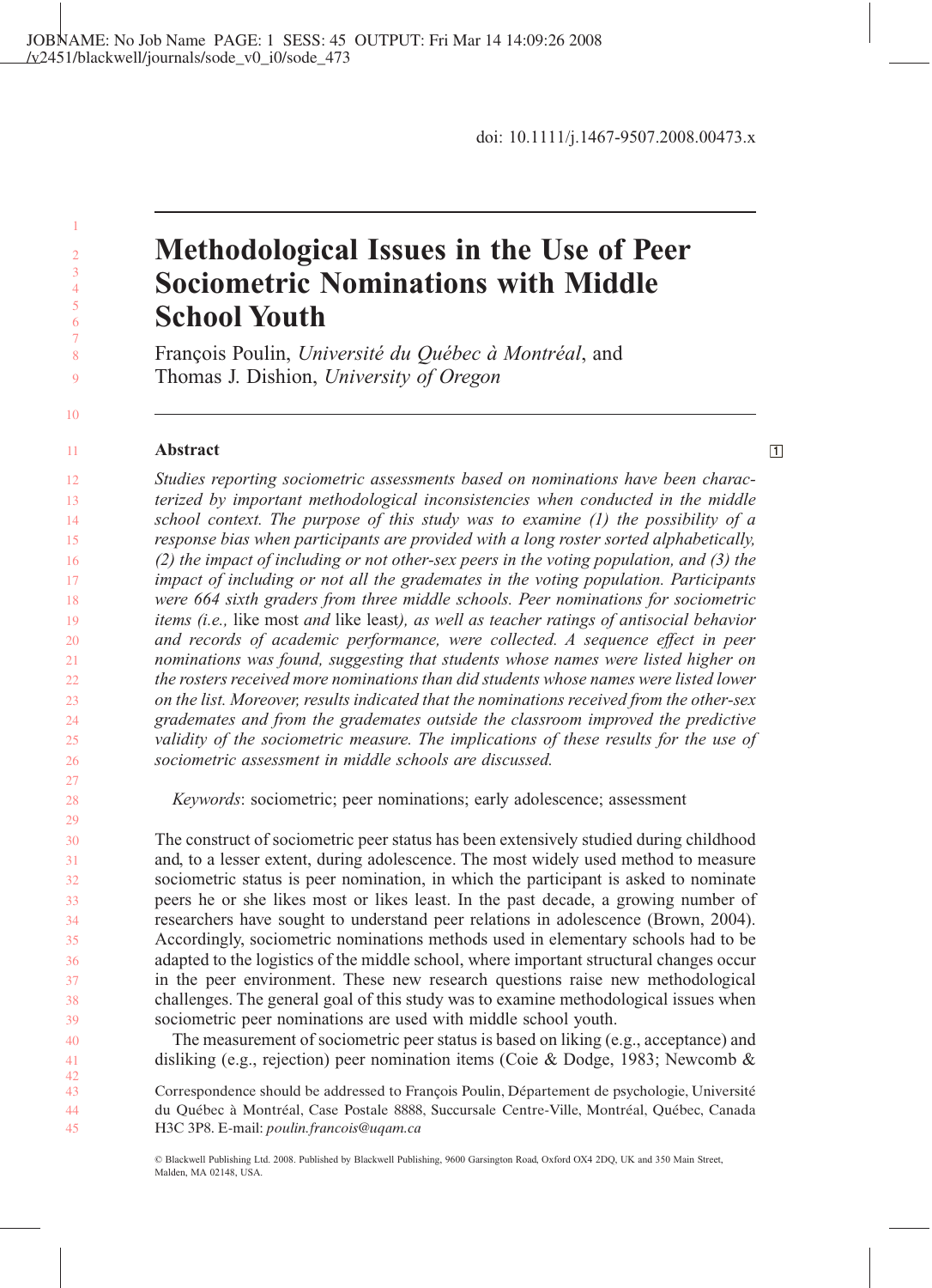doi: 10.1111/j.1467-9507.2008.00473.x

# Methodological Issues in the Use of Peer Sociometric Nominations with Middle School Youth

François Poulin, *Université du Québec à Montréal*, and Thomas J. Dishion, *University of Oregon*

## Abstract

*Studies reporting sociometric assessments based on nominations have been characterized by important methodological inconsistencies when conducted in the middle school context. The purpose of this study was to examine (1) the possibility of a response bias when participants are provided with a long roster sorted alphabetically, (2) the impact of including or not other-sex peers in the voting population, and (3) the impact of including or not all the gradesmates in the voting population. Participants were 664 sixth graders from three middle schools. Peer nominations for sociometric items (i.e.,* like most *and* like least*), as well as teacher ratings of antisocial behavior and records of academic performance, were collected. A sequence effect in peer nominations was found, suggesting that students whose names were listed higher on the rosters received more nominations than did students whose names were listed lower on the list. Moreover, results indicated that the nominations received from the other-sex gradesmates and from the gradesmates outside the classroom improved the predictive validity of the sociometric measure. The implications of these results for the use of sociometric assessment in middle schools are discussed.*

*Keywords*: sociometric; peer nominations; early adolescence; assessment

The construct of sociometric peer status has been extensively studied during childhood and, to a lesser extent, during adolescence. The most widely used method to measure sociometric status is peer nomination, in which the participant is asked to nominate peers he or she likes most or likes least. In the past decade, a growing number of researchers have sought to understand peer relations in adolescence (Brown, 2004). Accordingly, sociometric nominations methods used in elementary schools had to be adapted to the logistics of the middle school, where important structural changes occur in the peer environment. These new research questions raise new methodological challenges. The general goal of this study was to examine methodological issues when sociometric peer nominations are used with middle school youth.

The measurement of sociometric peer status is based on liking (e.g., acceptance) and disliking (e.g., rejection) peer nomination items (Coie & Dodge, 1983; Newcomb &

Correspondence should be addressed to François Poulin, Département de psychologie, Université du Québec à Montréal, Case Postale 8888, Succursale Centre-Ville, Montréal, Québec, Canada H3C 3P8. E-mail: *poulin.francois@uqam.ca*

© Blackwell Publishing Ltd. 2008. Published by Blackwell Publishing, 9600 Garsington Road, Oxford OX4 2DQ, UK and 350 Main Street, Malden, MA 02148, USA.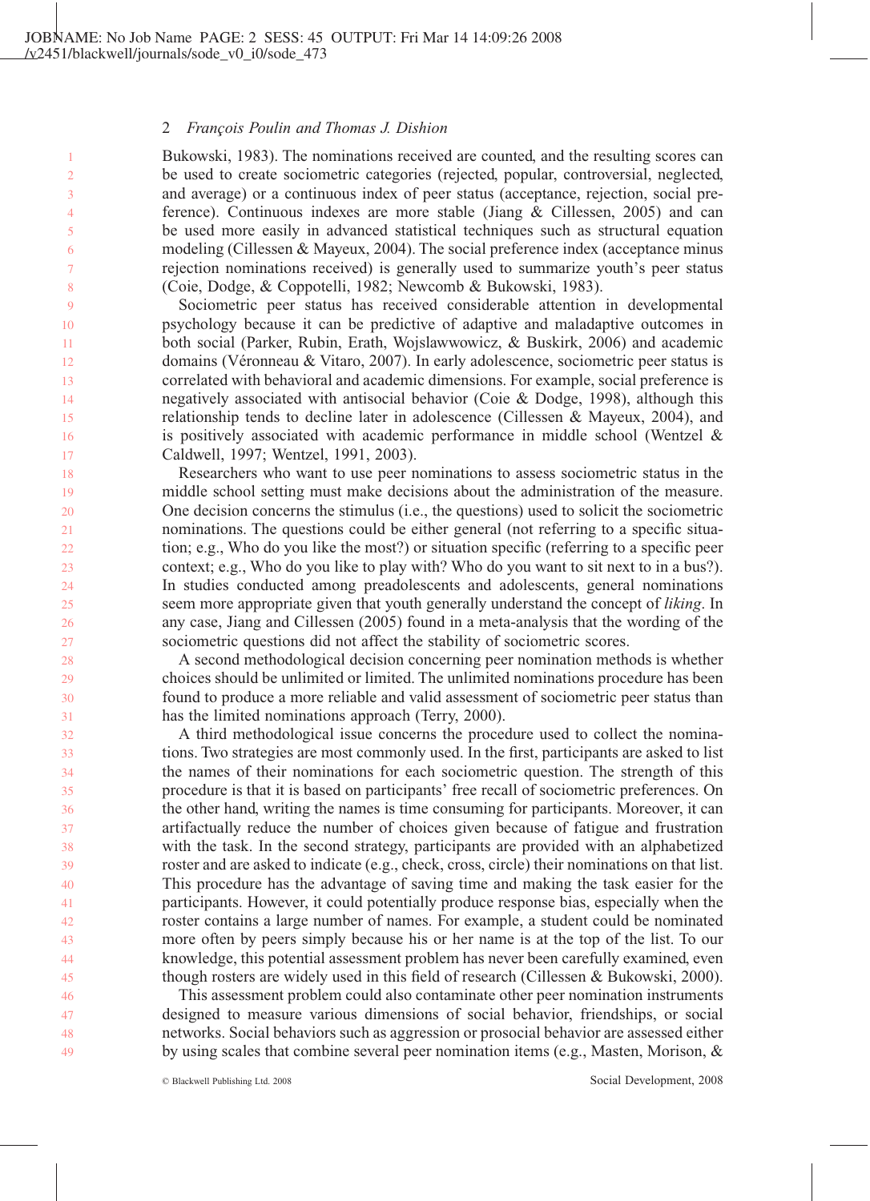Bukowski, 1983). The nominations received are counted, and the resulting scores can be used to create sociometric categories (rejected, popular, controversial, neglected, and average) or a continuous index of peer status (acceptance, rejection, social preference). Continuous indexes are more stable (Jiang & Cillessen, 2005) and can be used more easily in advanced statistical techniques such as structural equation modeling (Cillessen & Mayeux, 2004). The social preference index (acceptance minus rejection nominations received) is generally used to summarize youth's peer status (Coie, Dodge, & Coppotelli, 1982; Newcomb & Bukowski, 1983).

Sociometric peer status has received considerable attention in developmental psychology because it can be predictive of adaptive and maladaptive outcomes in both social (Parker, Rubin, Erath, Wojslawowicz, & Buskirk, 2006) and academic domains (Véronneau & Vitaro, 2007). In early adolescence, sociometric peer status is correlated with behavioral and academic dimensions. For example, social preference is negatively associated with antisocial behavior (Coie & Dodge, 1998), although this relationship tends to decline later in adolescence (Cillessen & Mayeux, 2004), and is positively associated with academic performance in middle school (Wentzel & Caldwell, 1997; Wentzel, 1991, 2003).

Researchers who want to use peer nominations to assess sociometric status in the middle school setting must make decisions about the administration of the measure. One decision concerns the stimulus (i.e., the questions) used to solicit the sociometric nominations. The questions could be either general (not referring to a specific situation; e.g., Who do you like the most?) or situation specific (referring to a specific peer context; e.g., Who do you like to play with? Who do you want to sit next to in a bus?). In studies conducted among preadolescents and adolescents, general nominations seem more appropriate given that youth generally understand the concept of *liking*. In any case, Jiang and Cillessen (2005) found in a meta-analysis that the wording of the sociometric questions did not affect the stability of sociometric scores.

A second methodological decision concerning peer nomination methods is whether choices should be unlimited or limited. The unlimited nominations procedure has been found to produce a more reliable and valid assessment of sociometric peer status than has the limited nominations approach (Terry, 2000).

A third methodological issue concerns the procedure used to collect the nominations. Two strategies are most commonly used. In the first, participants are asked to list the names of their nominations for each sociometric question. The strength of this procedure is that it is based on participants' free recall of sociometric preferences. On the other hand, writing the names is time consuming for participants. Moreover, it can artifactually reduce the number of choices given because of fatigue and frustration with the task. In the second strategy, participants are provided with an alphabetized roster and are asked to indicate (e.g., check, cross, circle) their nominations on that list. This procedure has the advantage of saving time and making the task easier for the participants. However, it could potentially produce response bias, especially when the roster contains a large number of names. For example, a student could be nominated more often by peers simply because his or her name is at the top of the list. To our knowledge, this potential assessment problem has never been carefully examined, even though rosters are widely used in this field of research (Cillessen & Bukowski, 2000).

This assessment problem could also contaminate other peer nomination instruments designed to measure various dimensions of social behavior, friendships, or social networks. Social behaviors such as aggression or prosocial behavior are assessed either by using scales that combine several peer nomination items (e.g., Masten, Morison, &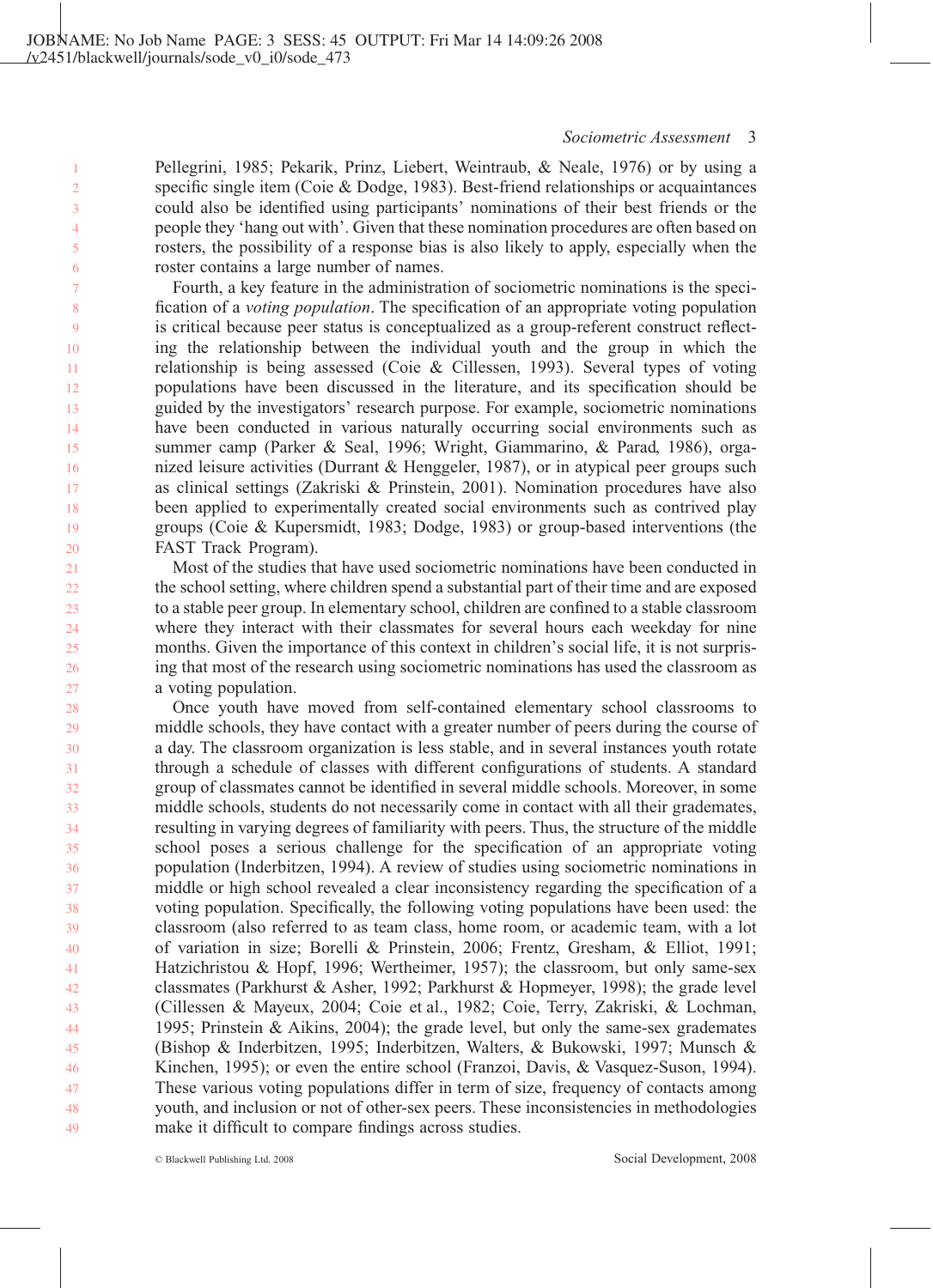Pellegrini, 1985; Pekarik, Prinz, Liebert, Weintraub, & Neale, 1976) or by using a specific single item (Coie & Dodge, 1983). Best-friend relationships or acquaintances could also be identified using participants' nominations of their best friends or the people they 'hang out with'. Given that these nomination procedures are often based on rosters, the possibility of a response bias is also likely to apply, especially when the roster contains a large number of names.

Fourth, a key feature in the administration of sociometric nominations is the specification of a *voting population*. The specification of an appropriate voting population is critical because peer status is conceptualized as a group-referent construct reflecting the relationship between the individual youth and the group in which the relationship is being assessed (Coie & Cillessen, 1993). Several types of voting populations have been discussed in the literature, and its specification should be guided by the investigators' research purpose. For example, sociometric nominations have been conducted in various naturally occurring social environments such as summer camp (Parker & Seal, 1996; Wright, Giammarino, & Parad, 1986), organized leisure activities (Durrant & Henggeler, 1987), or in atypical peer groups such as clinical settings (Zakriski & Prinstein, 2001). Nomination procedures have also been applied to experimentally created social environments such as contrived play groups (Coie & Kupersmidt, 1983; Dodge, 1983) or group-based interventions (the FAST Track Program).

Most of the studies that have used sociometric nominations have been conducted in the school setting, where children spend a substantial part of their time and are exposed to a stable peer group. In elementary school, children are confined to a stable classroom where they interact with their classmates for several hours each weekday for nine months. Given the importance of this context in children's social life, it is not surprising that most of the research using sociometric nominations has used the classroom as a voting population.

Once youth have moved from self-contained elementary school classrooms to middle schools, they have contact with a greater number of peers during the course of a day. The classroom organization is less stable, and in several instances youth rotate through a schedule of classes with different configurations of students. A standard group of classmates cannot be identified in several middle schools. Moreover, in some middle schools, students do not necessarily come in contact with all their grademates, resulting in varying degrees of familiarity with peers. Thus, the structure of the middle school poses a serious challenge for the specification of an appropriate voting population (Inderbitzen, 1994). A review of studies using sociometric nominations in middle or high school revealed a clear inconsistency regarding the specification of a voting population. Specifically, the following voting populations have been used: the classroom (also referred to as team class, home room, or academic team, with a lot of variation in size; Borelli & Prinstein, 2006; Frentz, Gresham, & Elliot, 1991; Hatzichristou & Hopf, 1996; Wertheimer, 1957); the classroom, but only same-sex classmates (Parkhurst & Asher, 1992; Parkhurst & Hopmeyer, 1998); the grade level (Cillessen & Mayeux, 2004; Coie et al., 1982; Coie, Terry, Zakriski, & Lochman, 1995; Prinstein & Aikins, 2004); the grade level, but only the same-sex grademates (Bishop & Inderbitzen, 1995; Inderbitzen, Walters, & Bukowski, 1997; Munsch & Kinchen, 1995); or even the entire school (Franzoi, Davis, & Vasquez-Suson, 1994). These various voting populations differ in term of size, frequency of contacts among youth, and inclusion or not of other-sex peers. These inconsistencies in methodologies make it difficult to compare findings across studies.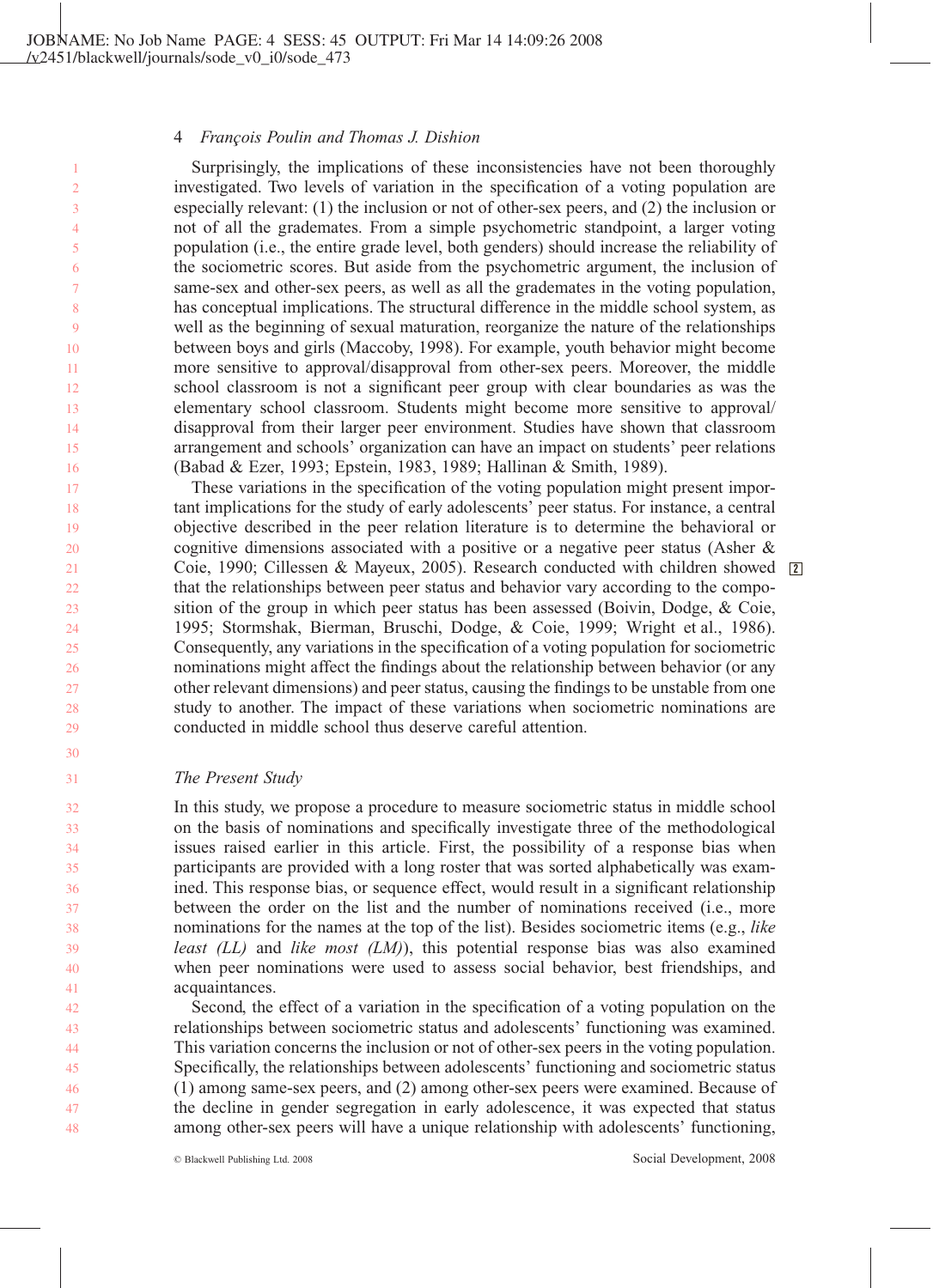Surprisingly, the implications of these inconsistencies have not been thoroughly investigated. Two levels of variation in the specification of a voting population are especially relevant: (1) the inclusion or not of other-sex peers, and (2) the inclusion or not of all the grademates. From a simple psychometric standpoint, a larger voting population (i.e., the entire grade level, both genders) should increase the reliability of the sociometric scores. But aside from the psychometric argument, the inclusion of same-sex and other-sex peers, as well as all the grademates in the voting population, has conceptual implications. The structural difference in the middle school system, as well as the beginning of sexual maturation, reorganize the nature of the relationships between boys and girls (Maccoby, 1998). For example, youth behavior might become more sensitive to approval/disapproval from other-sex peers. Moreover, the middle school classroom is not a significant peer group with clear boundaries as was the elementary school classroom. Students might become more sensitive to approval/disapproval from their larger peer environment. Studies have shown that classroom arrangement and schools' organization can have an impact on students' peer relations (Babad & Ezer, 1993; Epstein, 1983, 1989; Hallinan & Smith, 1989).

These variations in the specification of the voting population might present important implications for the study of early adolescents' peer status. For instance, a central objective described in the peer relation literature is to determine the behavioral or cognitive dimensions associated with a positive or a negative peer status (Asher & Coie, 1990; Cillessen & Mayeux, 2005). Research conducted with children showed that the relationships between peer status and behavior vary according to the composition of the group in which peer status has been assessed (Boivin, Dodge, & Coie, 1995; Stormshak, Bierman, Bruschi, Dodge, & Coie, 1999; Wright et al., 1986). Consequently, any variations in the specification of a voting population for sociometric nominations might affect the findings about the relationship between behavior (or any other relevant dimensions) and peer status, causing the findings to be unstable from one study to another. The impact of these variations when sociometric nominations are conducted in middle school thus deserve careful attention.

### *The Present Study*

In this study, we propose a procedure to measure sociometric status in middle school on the basis of nominations and specifically investigate three of the methodological issues raised earlier in this article. First, the possibility of a response bias when participants are provided with a long roster that was sorted alphabetically was examined. This response bias, or sequence effect, would result in a significant relationship between the order on the list and the number of nominations received (i.e., more nominations for the names at the top of the list). Besides sociometric items (e.g., *like least (LL)* and *like most (LM)*), this potential response bias was also examined when peer nominations were used to assess social behavior, best friendships, and acquaintances.

Second, the effect of a variation in the specification of a voting population on the relationships between sociometric status and adolescents' functioning was examined. This variation concerns the inclusion or not of other-sex peers in the voting population. Specifically, the relationships between adolescents' functioning and sociometric status (1) among same-sex peers, and (2) among other-sex peers were examined. Because of the decline in gender segregation in early adolescence, it was expected that status among other-sex peers will have a unique relationship with adolescents' functioning,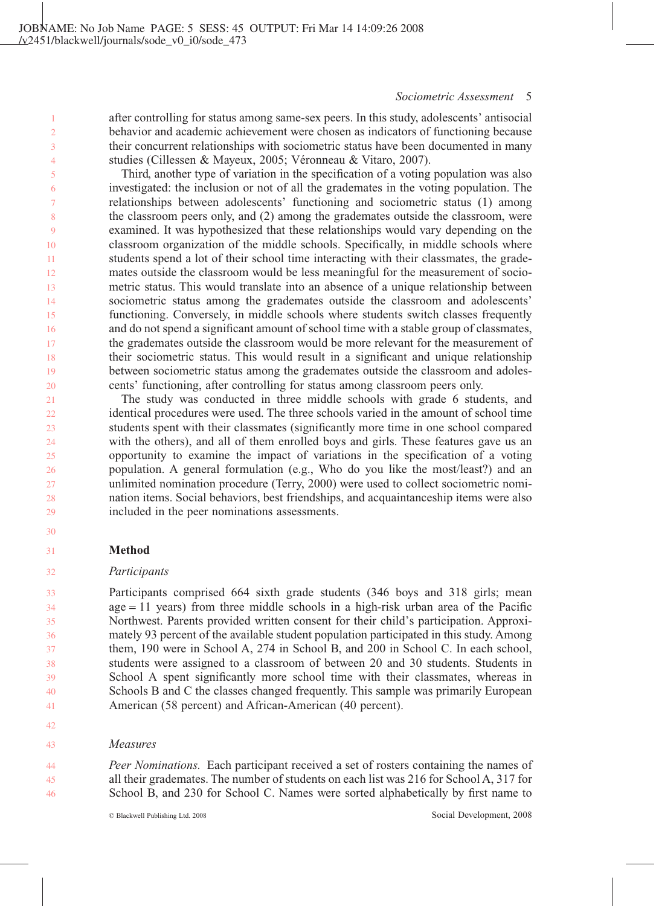after controlling for status among same-sex peers. In this study, adolescents' antisocial behavior and academic achievement were chosen as indicators of functioning because their concurrent relationships with sociometric status have been documented in many studies (Cillessen & Mayeux, 2005; Véronneau & Vitaro, 2007).

Third, another type of variation in the specification of a voting population was also investigated: the inclusion or not of all the gradesmates in the voting population. The relationships between adolescents' functioning and sociometric status (1) among the classroom peers only, and (2) among the gradesmates outside the classroom, were examined. It was hypothesized that these relationships would vary depending on the classroom organization of the middle schools. Specifically, in middle schools where students spend a lot of their school time interacting with their classmates, the gradesmates outside the classroom would be less meaningful for the measurement of sociometric status. This would translate into an absence of a unique relationship between sociometric status among the gradesmates outside the classroom and adolescents' functioning. Conversely, in middle schools where students switch classes frequently and do not spend a significant amount of school time with a stable group of classmates, the gradesmates outside the classroom would be more relevant for the measurement of their sociometric status. This would result in a significant and unique relationship between sociometric status among the gradesmates outside the classroom and adolescents' functioning, after controlling for status among classroom peers only.

The study was conducted in three middle schools with grade 6 students, and identical procedures were used. The three schools varied in the amount of school time students spent with their classmates (significantly more time in one school compared with the others), and all of them enrolled boys and girls. These features gave us an opportunity to examine the impact of variations in the specification of a voting population. A general formulation (e.g., Who do you like the most/least?) and an unlimited nomination procedure (Terry, 2000) were used to collect sociometric nomination items. Social behaviors, best friendships, and acquaintanceship items were also included in the peer nominations assessments.

## Method

### *Participants*

Participants comprised 664 sixth grade students (346 boys and 318 girls; mean age = 11 years) from three middle schools in a high-risk urban area of the Pacific Northwest. Parents provided written consent for their child's participation. Approximately 93 percent of the available student population participated in this study. Among them, 190 were in School A, 274 in School B, and 200 in School C. In each school, students were assigned to a classroom of between 20 and 30 students. Students in School A spent significantly more school time with their classmates, whereas in Schools B and C the classes changed frequently. This sample was primarily European American (58 percent) and African-American (40 percent).

### *Measures*

*Peer Nominations.* Each participant received a set of rosters containing the names of all their gradesmates. The number of students on each list was 216 for School A, 317 for School B, and 230 for School C. Names were sorted alphabetically by first name to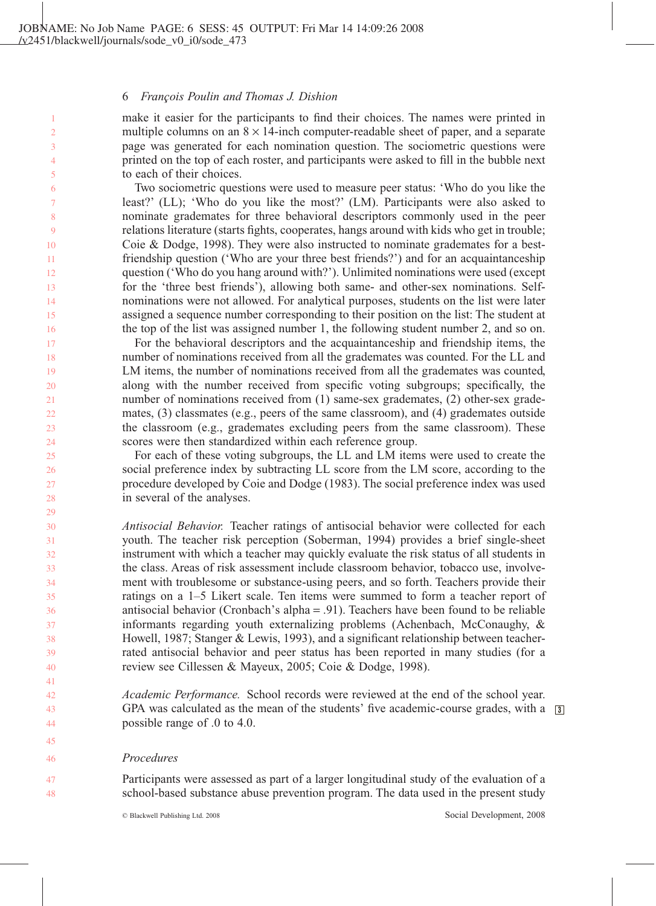make it easier for the participants to find their choices. The names were printed in multiple columns on an $8 \times 14$-inch computer-readable sheet of paper, and a separate page was generated for each nomination question. The sociometric questions were printed on the top of each roster, and participants were asked to fill in the bubble next to each of their choices.

Two sociometric questions were used to measure peer status: 'Who do you like the least?' (LL); 'Who do you like the most?' (LM). Participants were also asked to nominate grademates for three behavioral descriptors commonly used in the peer relations literature (starts fights, cooperates, hangs around with kids who get in trouble; Coie & Dodge, 1998). They were also instructed to nominate grademates for a best-friendship question ('Who are your three best friends?') and for an acquaintanceship question ('Who do you hang around with?'). Unlimited nominations were used (except for the 'three best friends'), allowing both same- and other-sex nominations. Self-nominations were not allowed. For analytical purposes, students on the list were later assigned a sequence number corresponding to their position on the list: The student at the top of the list was assigned number 1, the following student number 2, and so on.

For the behavioral descriptors and the acquaintanceship and friendship items, the number of nominations received from all the grademates was counted. For the LL and LM items, the number of nominations received from all the grademates was counted, along with the number received from specific voting subgroups; specifically, the number of nominations received from (1) same-sex grademates, (2) other-sex grademates, (3) classmates (e.g., peers of the same classroom), and (4) grademates outside the classroom (e.g., grademates excluding peers from the same classroom). These scores were then standardized within each reference group.

For each of these voting subgroups, the LL and LM items were used to create the social preference index by subtracting LL score from the LM score, according to the procedure developed by Coie and Dodge (1983). The social preference index was used in several of the analyses.

*Antisocial Behavior.* Teacher ratings of antisocial behavior were collected for each youth. The teacher risk perception (Soberman, 1994) provides a brief single-sheet instrument with which a teacher may quickly evaluate the risk status of all students in the class. Areas of risk assessment include classroom behavior, tobacco use, involvement with troublesome or substance-using peers, and so forth. Teachers provide their ratings on a 1–5 Likert scale. Ten items were summed to form a teacher report of antisocial behavior (Cronbach's alpha = .91). Teachers have been found to be reliable informants regarding youth externalizing problems (Achenbach, McConaughy, & Howell, 1987; Stanger & Lewis, 1993), and a significant relationship between teacher-rated antisocial behavior and peer status has been reported in many studies (for a review see Cillessen & Mayeux, 2005; Coie & Dodge, 1998).

*Academic Performance.* School records were reviewed at the end of the school year. GPA was calculated as the mean of the students' five academic-course grades, with a possible range of .0 to 4.0.

### *Procedures*

Participants were assessed as part of a larger longitudinal study of the evaluation of a school-based substance abuse prevention program. The data used in the present study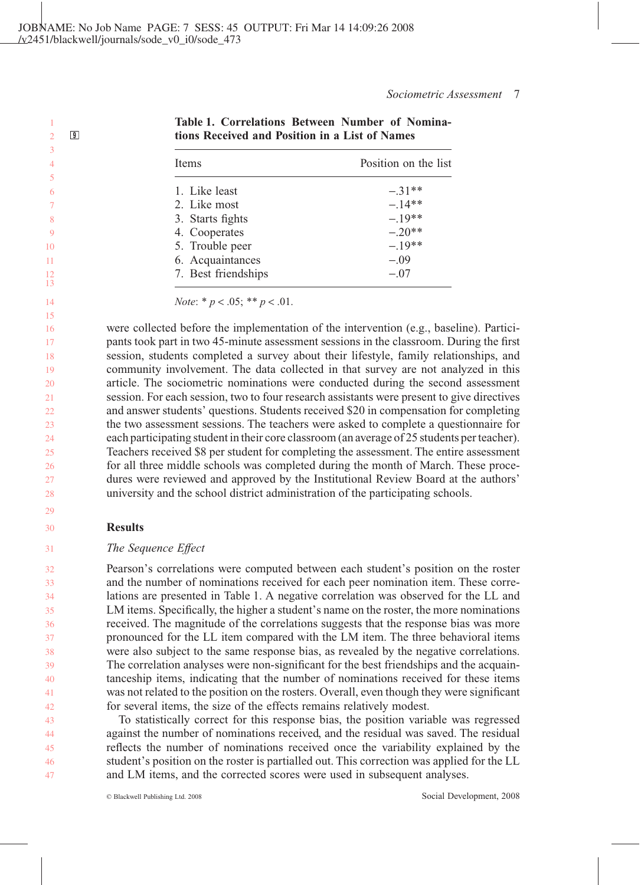**Table 1. Correlations Between Number of Nominations Received and Position in a List of Names**

| Items | Position on the list |
|---|---|
| 1. Like least | −.31** |
| 2. Like most | −.14** |
| 3. Starts fights | −.19** |
| 4. Cooperates | −.20** |
| 5. Trouble peer | −.19** |
| 6. Acquaintances | −.09 |
| 7. Best friendships | −.07 |

*Note*: * $p < .05$; ** $p < .01$.

were collected before the implementation of the intervention (e.g., baseline). Participants took part in two 45-minute assessment sessions in the classroom. During the first session, students completed a survey about their lifestyle, family relationships, and community involvement. The data collected in that survey are not analyzed in this article. The sociometric nominations were conducted during the second assessment session. For each session, two to four research assistants were present to give directives and answer students' questions. Students received $20 in compensation for completing the two assessment sessions. The teachers were asked to complete a questionnaire for each participating student in their core classroom (an average of 25 students per teacher). Teachers received $8 per student for completing the assessment. The entire assessment for all three middle schools was completed during the month of March. These procedures were reviewed and approved by the Institutional Review Board at the authors' university and the school district administration of the participating schools.

## Results

### *The Sequence Effect*

Pearson's correlations were computed between each student's position on the roster and the number of nominations received for each peer nomination item. These correlations are presented in Table 1. A negative correlation was observed for the LL and LM items. Specifically, the higher a student's name on the roster, the more nominations received. The magnitude of the correlations suggests that the response bias was more pronounced for the LL item compared with the LM item. The three behavioral items were also subject to the same response bias, as revealed by the negative correlations. The correlation analyses were non-significant for the best friendships and the acquaintanceship items, indicating that the number of nominations received for these items was not related to the position on the rosters. Overall, even though they were significant for several items, the size of the effects remains relatively modest.

To statistically correct for this response bias, the position variable was regressed against the number of nominations received, and the residual was saved. The residual reflects the number of nominations received once the variability explained by the student's position on the roster is partialled out. This correction was applied for the LL and LM items, and the corrected scores were used in subsequent analyses.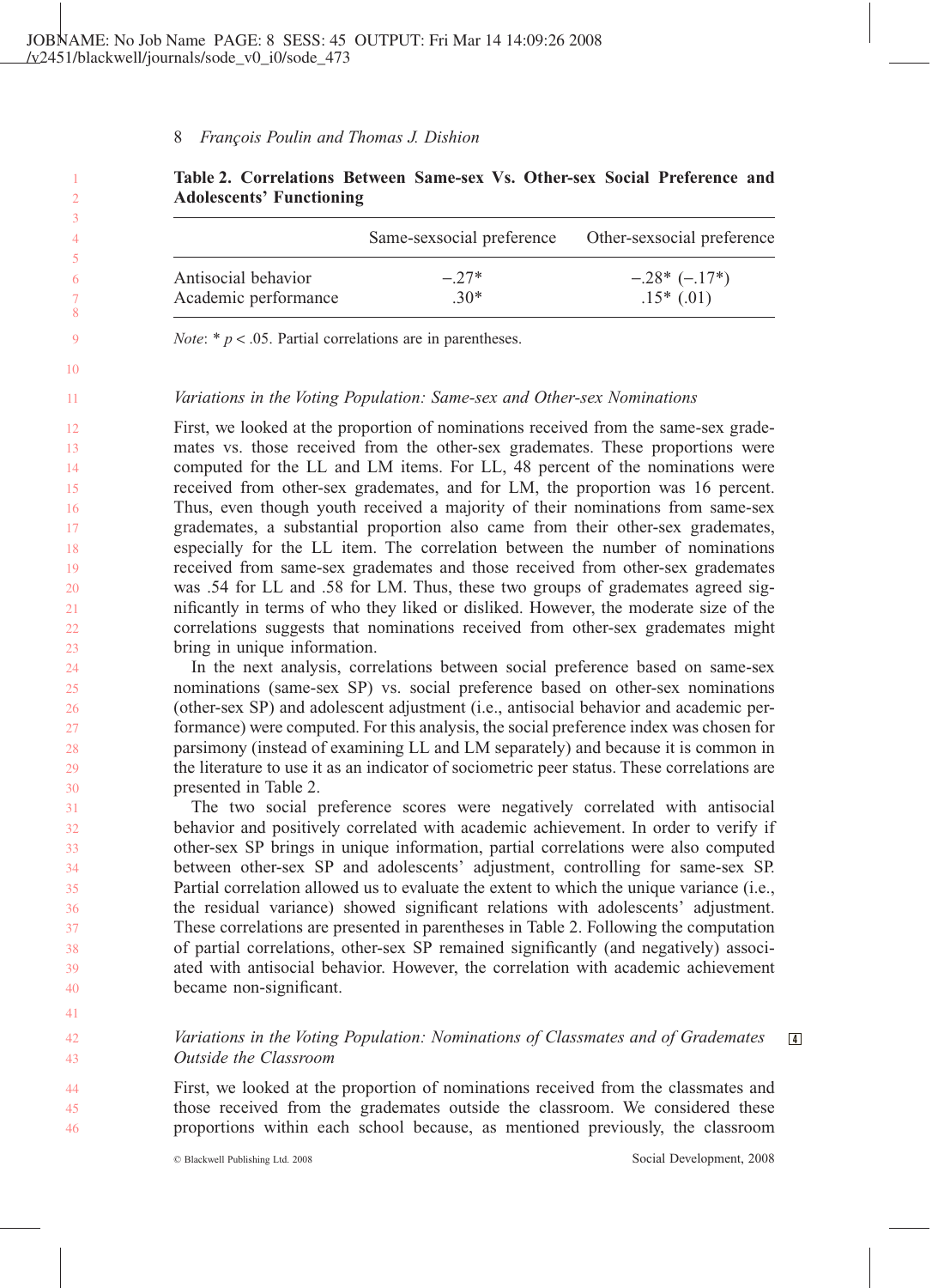**Table 2. Correlations Between Same-sex Vs. Other-sex Social Preference and Adolescents' Functioning**

| | Same-sexsocial preference | Other-sexsocial preference |
|---|---|---|
| Antisocial behavior | −.27* | −.28* (−.17*) |
| Academic performance | .30* | .15* (.01) |

*Note*: * $p < .05$. Partial correlations are in parentheses.

### *Variations in the Voting Population: Same-sex and Other-sex Nominations*

First, we looked at the proportion of nominations received from the same-sex grademates vs. those received from the other-sex grademates. These proportions were computed for the LL and LM items. For LL, 48 percent of the nominations were received from other-sex grademates, and for LM, the proportion was 16 percent. Thus, even though youth received a majority of their nominations from same-sex grademates, a substantial proportion also came from their other-sex grademates, especially for the LL item. The correlation between the number of nominations received from same-sex grademates and those received from other-sex grademates was .54 for LL and .58 for LM. Thus, these two groups of grademates agreed significantly in terms of who they liked or disliked. However, the moderate size of the correlations suggests that nominations received from other-sex grademates might bring in unique information.

In the next analysis, correlations between social preference based on same-sex nominations (same-sex SP) vs. social preference based on other-sex nominations (other-sex SP) and adolescent adjustment (i.e., antisocial behavior and academic performance) were computed. For this analysis, the social preference index was chosen for parsimony (instead of examining LL and LM separately) and because it is common in the literature to use it as an indicator of sociometric peer status. These correlations are presented in Table 2.

The two social preference scores were negatively correlated with antisocial behavior and positively correlated with academic achievement. In order to verify if other-sex SP brings in unique information, partial correlations were also computed between other-sex SP and adolescents' adjustment, controlling for same-sex SP. Partial correlation allowed us to evaluate the extent to which the unique variance (i.e., the residual variance) showed significant relations with adolescents' adjustment. These correlations are presented in parentheses in Table 2. Following the computation of partial correlations, other-sex SP remained significantly (and negatively) associated with antisocial behavior. However, the correlation with academic achievement became non-significant.

### *Variations in the Voting Population: Nominations of Classmates and of Grademates Outside the Classroom*

First, we looked at the proportion of nominations received from the classmates and those received from the grademates outside the classroom. We considered these proportions within each school because, as mentioned previously, the classroom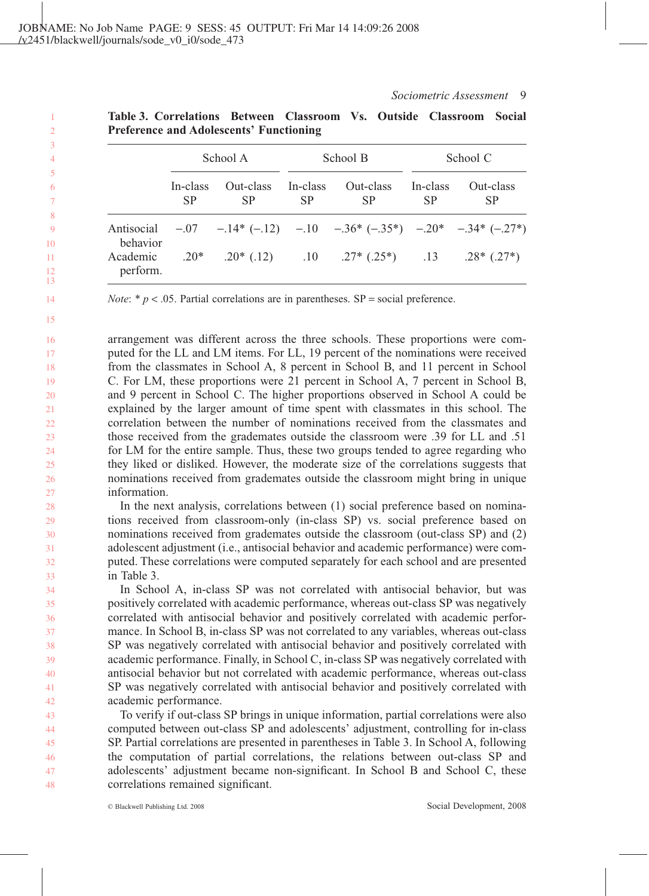**Table 3. Correlations Between Classroom Vs. Outside Classroom Social Preference and Adolescents' Functioning**

| | School A | | School B | | School C | |
|---|---|---|---|---|---|---|
| | In-class SP | Out-class SP | In-class SP | Out-class SP | In-class SP | Out-class SP |
| Antisocial behavior | −.07 | −.14* (−.12) | −.10 | −.36* (−.35*) | −.20* | −.34* (−.27*) |
| Academic perform. | .20* | .20* (.12) | .10 | .27* (.25*) | .13 | .28* (.27*) |

*Note*: * $p < .05$. Partial correlations are in parentheses. SP = social preference.

arrangement was different across the three schools. These proportions were computed for the LL and LM items. For LL, 19 percent of the nominations were received from the classmates in School A, 8 percent in School B, and 11 percent in School C. For LM, these proportions were 21 percent in School A, 7 percent in School B, and 9 percent in School C. The higher proportions observed in School A could be explained by the larger amount of time spent with classmates in this school. The correlation between the number of nominations received from the classmates and those received from the gradmates outside the classroom were .39 for LL and .51 for LM for the entire sample. Thus, these two groups tended to agree regarding who they liked or disliked. However, the moderate size of the correlations suggests that nominations received from gradmates outside the classroom might bring in unique information.

In the next analysis, correlations between (1) social preference based on nominations received from classroom-only (in-class SP) vs. social preference based on nominations received from gradmates outside the classroom (out-class SP) and (2) adolescent adjustment (i.e., antisocial behavior and academic performance) were computed. These correlations were computed separately for each school and are presented in Table 3.

In School A, in-class SP was not correlated with antisocial behavior, but was positively correlated with academic performance, whereas out-class SP was negatively correlated with antisocial behavior and positively correlated with academic performance. In School B, in-class SP was not correlated to any variables, whereas out-class SP was negatively correlated with antisocial behavior and positively correlated with academic performance. Finally, in School C, in-class SP was negatively correlated with antisocial behavior but not correlated with academic performance, whereas out-class SP was negatively correlated with antisocial behavior and positively correlated with academic performance.

To verify if out-class SP brings in unique information, partial correlations were also computed between out-class SP and adolescents' adjustment, controlling for in-class SP. Partial correlations are presented in parentheses in Table 3. In School A, following the computation of partial correlations, the relations between out-class SP and adolescents' adjustment became non-significant. In School B and School C, these correlations remained significant.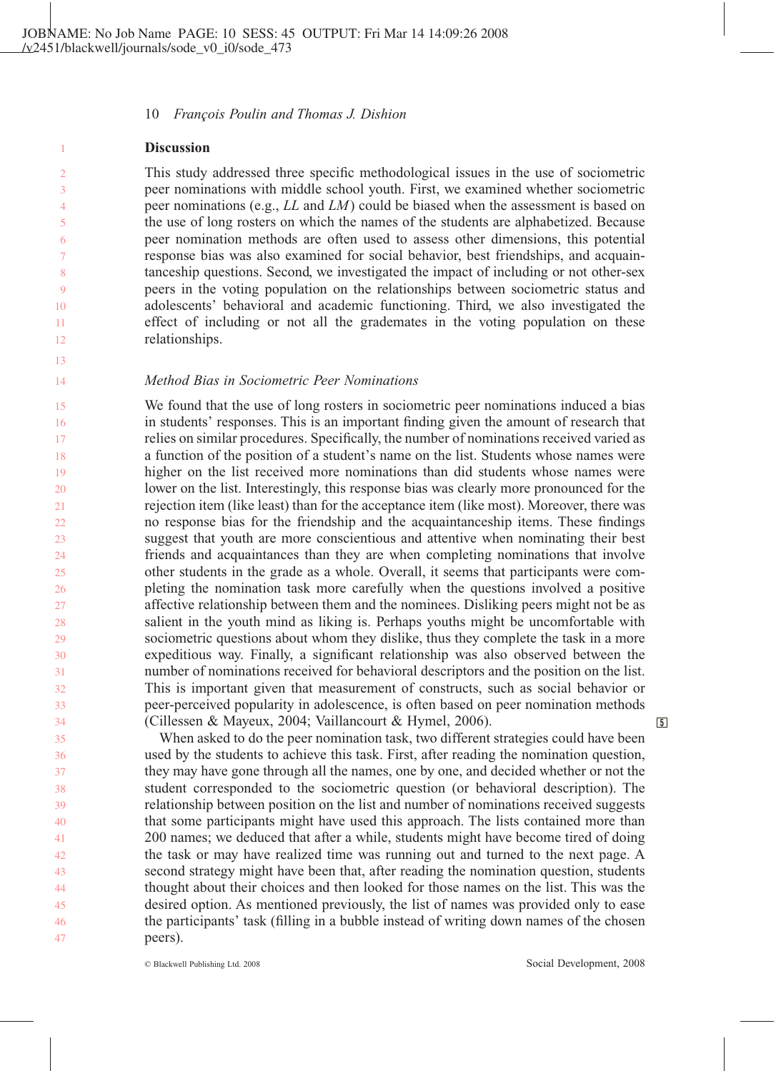## Discussion

This study addressed three specific methodological issues in the use of sociometric peer nominations with middle school youth. First, we examined whether sociometric peer nominations (e.g., *LL* and *LM*) could be biased when the assessment is based on the use of long rosters on which the names of the students are alphabetized. Because peer nomination methods are often used to assess other dimensions, this potential response bias was also examined for social behavior, best friendships, and acquaintanceship questions. Second, we investigated the impact of including or not other-sex peers in the voting population on the relationships between sociometric status and adolescents' behavioral and academic functioning. Third, we also investigated the effect of including or not all the gradementes in the voting population on these relationships.

### *Method Bias in Sociometric Peer Nominations*

We found that the use of long rosters in sociometric peer nominations induced a bias in students' responses. This is an important finding given the amount of research that relies on similar procedures. Specifically, the number of nominations received varied as a function of the position of a student's name on the list. Students whose names were higher on the list received more nominations than did students whose names were lower on the list. Interestingly, this response bias was clearly more pronounced for the rejection item (like least) than for the acceptance item (like most). Moreover, there was no response bias for the friendship and the acquaintanceship items. These findings suggest that youth are more conscientious and attentive when nominating their best friends and acquaintances than they are when completing nominations that involve other students in the grade as a whole. Overall, it seems that participants were completing the nomination task more carefully when the questions involved a positive affective relationship between them and the nominees. Disliking peers might not be as salient in the youth mind as liking is. Perhaps youths might be uncomfortable with sociometric questions about whom they dislike, thus they complete the task in a more expeditious way. Finally, a significant relationship was also observed between the number of nominations received for behavioral descriptors and the position on the list. This is important given that measurement of constructs, such as social behavior or peer-perceived popularity in adolescence, is often based on peer nomination methods (Cillessen & Mayeux, 2004; Vaillancourt & Hymel, 2006).

When asked to do the peer nomination task, two different strategies could have been used by the students to achieve this task. First, after reading the nomination question, they may have gone through all the names, one by one, and decided whether or not the student corresponded to the sociometric question (or behavioral description). The relationship between position on the list and number of nominations received suggests that some participants might have used this approach. The lists contained more than 200 names; we deduced that after a while, students might have become tired of doing the task or may have realized time was running out and turned to the next page. A second strategy might have been that, after reading the nomination question, students thought about their choices and then looked for those names on the list. This was the desired option. As mentioned previously, the list of names was provided only to ease the participants' task (filling in a bubble instead of writing down names of the chosen peers).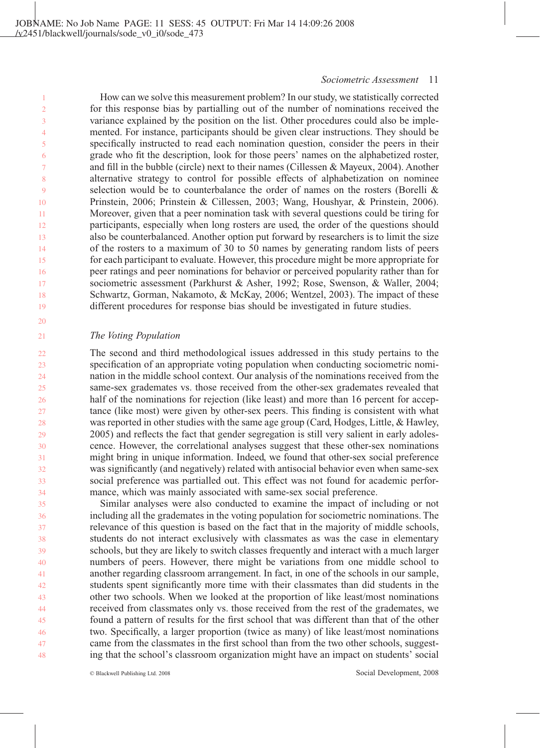How can we solve this measurement problem? In our study, we statistically corrected for this response bias by partialling out of the number of nominations received the variance explained by the position on the list. Other procedures could also be implemented. For instance, participants should be given clear instructions. They should be specifically instructed to read each nomination question, consider the peers in their grade who fit the description, look for those peers' names on the alphabetized roster, and fill in the bubble (circle) next to their names (Cillessen & Mayeux, 2004). Another alternative strategy to control for possible effects of alphabetization on nominee selection would be to counterbalance the order of names on the rosters (Borelli & Prinstein, 2006; Prinstein & Cillessen, 2003; Wang, Houshyar, & Prinstein, 2006). Moreover, given that a peer nomination task with several questions could be tiring for participants, especially when long rosters are used, the order of the questions should also be counterbalanced. Another option put forward by researchers is to limit the size of the rosters to a maximum of 30 to 50 names by generating random lists of peers for each participant to evaluate. However, this procedure might be more appropriate for peer ratings and peer nominations for behavior or perceived popularity rather than for sociometric assessment (Parkhurst & Asher, 1992; Rose, Swenson, & Waller, 2004; Schwartz, Gorman, Nakamoto, & McKay, 2006; Wentzel, 2003). The impact of these different procedures for response bias should be investigated in future studies.

### *The Voting Population*

The second and third methodological issues addressed in this study pertains to the specification of an appropriate voting population when conducting sociometric nomination in the middle school context. Our analysis of the nominations received from the same-sex grademates vs. those received from the other-sex grademates revealed that half of the nominations for rejection (like least) and more than 16 percent for acceptance (like most) were given by other-sex peers. This finding is consistent with what was reported in other studies with the same age group (Card, Hodges, Little, & Hawley, 2005) and reflects the fact that gender segregation is still very salient in early adolescence. However, the correlational analyses suggest that these other-sex nominations might bring in unique information. Indeed, we found that other-sex social preference was significantly (and negatively) related with antisocial behavior even when same-sex social preference was partialled out. This effect was not found for academic performance, which was mainly associated with same-sex social preference.

Similar analyses were also conducted to examine the impact of including or not including all the grademates in the voting population for sociometric nominations. The relevance of this question is based on the fact that in the majority of middle schools, students do not interact exclusively with classmates as was the case in elementary schools, but they are likely to switch classes frequently and interact with a much larger numbers of peers. However, there might be variations from one middle school to another regarding classroom arrangement. In fact, in one of the schools in our sample, students spent significantly more time with their classmates than did students in the other two schools. When we looked at the proportion of like least/most nominations received from classmates only vs. those received from the rest of the grademates, we found a pattern of results for the first school that was different than that of the other two. Specifically, a larger proportion (twice as many) of like least/most nominations came from the classmates in the first school than from the two other schools, suggesting that the school's classroom organization might have an impact on students' social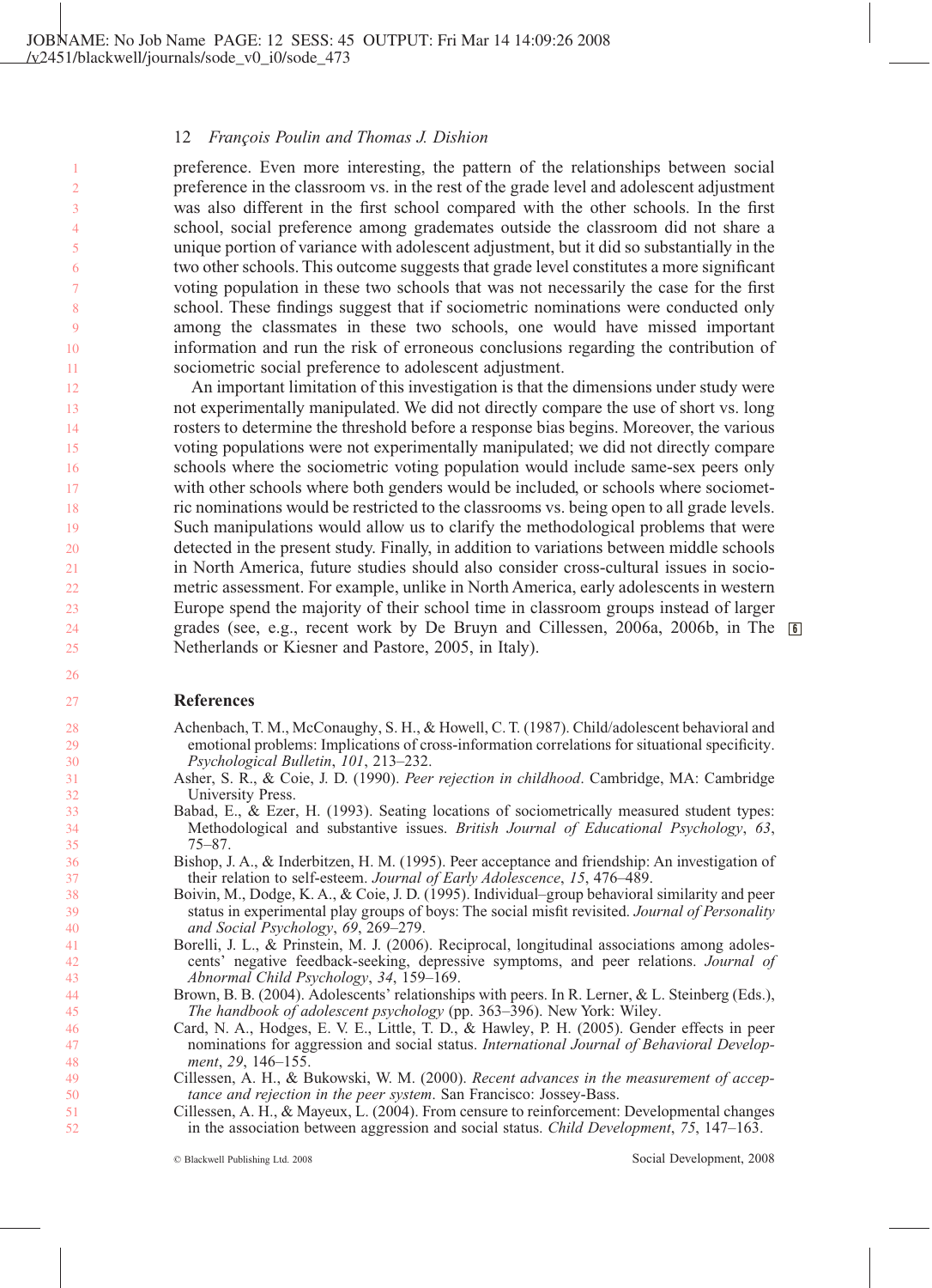preference. Even more interesting, the pattern of the relationships between social preference in the classroom vs. in the rest of the grade level and adolescent adjustment was also different in the first school compared with the other schools. In the first school, social preference among grademates outside the classroom did not share a unique portion of variance with adolescent adjustment, but it did so substantially in the two other schools. This outcome suggests that grade level constitutes a more significant voting population in these two schools that was not necessarily the case for the first school. These findings suggest that if sociometric nominations were conducted only among the classmates in these two schools, one would have missed important information and run the risk of erroneous conclusions regarding the contribution of sociometric social preference to adolescent adjustment.

An important limitation of this investigation is that the dimensions under study were not experimentally manipulated. We did not directly compare the use of short vs. long rosters to determine the threshold before a response bias begins. Moreover, the various voting populations were not experimentally manipulated; we did not directly compare schools where the sociometric voting population would include same-sex peers only with other schools where both genders would be included, or schools where sociometric nominations would be restricted to the classrooms vs. being open to all grade levels. Such manipulations would allow us to clarify the methodological problems that were detected in the present study. Finally, in addition to variations between middle schools in North America, future studies should also consider cross-cultural issues in sociometric assessment. For example, unlike in North America, early adolescents in western Europe spend the majority of their school time in classroom groups instead of larger grades (see, e.g., recent work by De Bruyn and Cillessen, 2006a, 2006b, in The Netherlands or Kiesner and Pastore, 2005, in Italy).

## References

Achenbach, T. M., McConaughy, S. H., & Howell, C. T. (1987). Child/adolescent behavioral and emotional problems: Implications of cross-information correlations for situational specificity. *Psychological Bulletin*, *101*, 213–232.

Asher, S. R., & Coie, J. D. (1990). *Peer rejection in childhood*. Cambridge, MA: Cambridge University Press.

Babad, E., & Ezer, H. (1993). Seating locations of sociometrically measured student types: Methodological and substantive issues. *British Journal of Educational Psychology*, *63*, 75–87.

Bishop, J. A., & Inderbitzen, H. M. (1995). Peer acceptance and friendship: An investigation of their relation to self-esteem. *Journal of Early Adolescence*, *15*, 476–489.

Boivin, M., Dodge, K. A., & Coie, J. D. (1995). Individual–group behavioral similarity and peer status in experimental play groups of boys: The social misfit revisited. *Journal of Personality and Social Psychology*, *69*, 269–279.

Borelli, J. L., & Prinstein, M. J. (2006). Reciprocal, longitudinal associations among adolescents' negative feedback-seeking, depressive symptoms, and peer relations. *Journal of Abnormal Child Psychology*, *34*, 159–169.

Brown, B. B. (2004). Adolescents' relationships with peers. In R. Lerner, & L. Steinberg (Eds.), *The handbook of adolescent psychology* (pp. 363–396). New York: Wiley.

Card, N. A., Hodges, E. V. E., Little, T. D., & Hawley, P. H. (2005). Gender effects in peer nominations for aggression and social status. *International Journal of Behavioral Development*, *29*, 146–155.

Cillessen, A. H., & Bukowski, W. M. (2000). *Recent advances in the measurement of acceptance and rejection in the peer system*. San Francisco: Jossey-Bass.

Cillessen, A. H., & Mayeux, L. (2004). From censure to reinforcement: Developmental changes in the association between aggression and social status. *Child Development*, *75*, 147–163.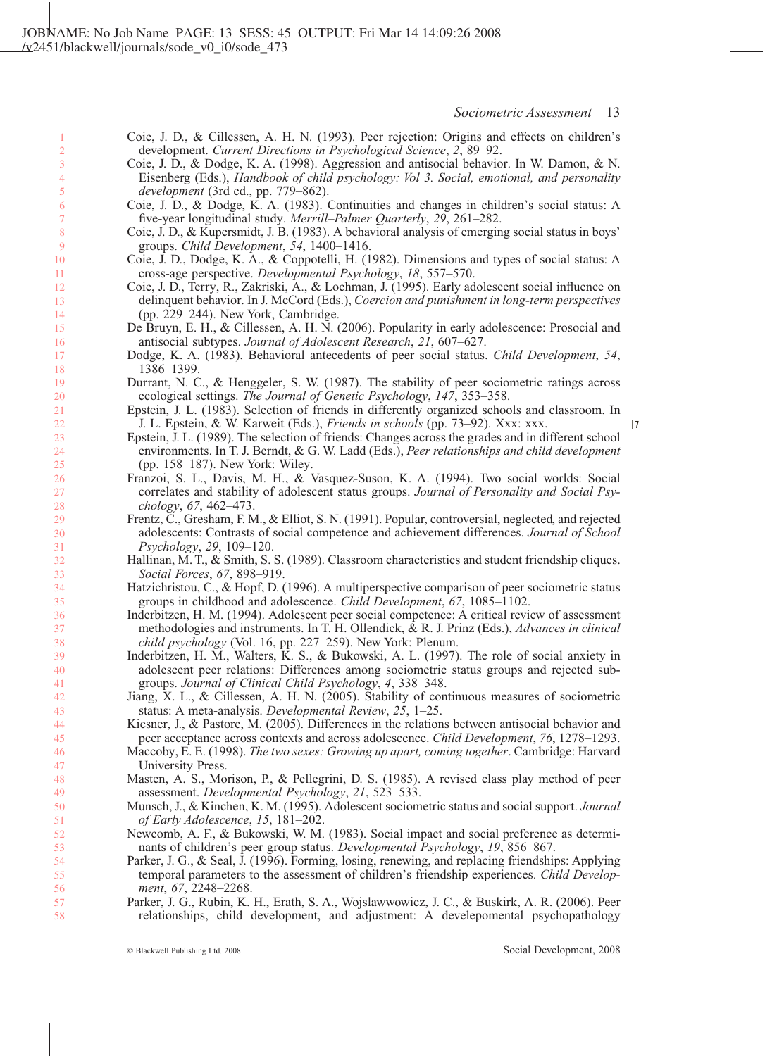Coie, J. D., & Cillessen, A. H. N. (1993). Peer rejection: Origins and effects on children's development. *Current Directions in Psychological Science*, *2*, 89–92.

Coie, J. D., & Dodge, K. A. (1998). Aggression and antisocial behavior. In W. Damon, & N. Eisenberg (Eds.), *Handbook of child psychology: Vol 3. Social, emotional, and personality development* (3rd ed., pp. 779–862).

Coie, J. D., & Dodge, K. A. (1983). Continuities and changes in children's social status: A five-year longitudinal study. *Merrill–Palmer Quarterly*, *29*, 261–282.

Coie, J. D., & Kupersmidt, J. B. (1983). A behavioral analysis of emerging social status in boys' groups. *Child Development*, *54*, 1400–1416.

Coie, J. D., Dodge, K. A., & Coppotelli, H. (1982). Dimensions and types of social status: A cross-age perspective. *Developmental Psychology*, *18*, 557–570.

Coie, J. D., Terry, R., Zakriski, A., & Lochman, J. (1995). Early adolescent social influence on delinquent behavior. In J. McCord (Eds.), *Coercion and punishment in long-term perspectives* (pp. 229–244). New York, Cambridge.

De Bruyn, E. H., & Cillessen, A. H. N. (2006). Popularity in early adolescence: Prosocial and antisocial subtypes. *Journal of Adolescent Research*, *21*, 607–627.

Dodge, K. A. (1983). Behavioral antecedents of peer social status. *Child Development*, *54*, 1386–1399.

Durrant, N. C., & Henggeler, S. W. (1987). The stability of peer sociometric ratings across ecological settings. *The Journal of Genetic Psychology*, *147*, 353–358.

Epstein, J. L. (1983). Selection of friends in differently organized schools and classroom. In J. L. Epstein, & W. Karweit (Eds.), *Friends in schools* (pp. 73–92). Xxx: xxx.

Epstein, J. L. (1989). The selection of friends: Changes across the grades and in different school environments. In T. J. Berndt, & G. W. Ladd (Eds.), *Peer relationships and child development* (pp. 158–187). New York: Wiley.

Franzoi, S. L., Davis, M. H., & Vasquez-Suson, K. A. (1994). Two social worlds: Social correlates and stability of adolescent status groups. *Journal of Personality and Social Psychology*, *67*, 462–473.

Frentz, C., Gresham, F. M., & Elliot, S. N. (1991). Popular, controversial, neglected, and rejected adolescents: Contrasts of social competence and achievement differences. *Journal of School Psychology*, *29*, 109–120.

Hallinan, M. T., & Smith, S. S. (1989). Classroom characteristics and student friendship cliques. *Social Forces*, *67*, 898–919.

Hatzichristou, C., & Hopf, D. (1996). A multiperspective comparison of peer sociometric status groups in childhood and adolescence. *Child Development*, *67*, 1085–1102.

Inderbitzen, H. M. (1994). Adolescent peer social competence: A critical review of assessment methodologies and instruments. In T. H. Ollendick, & R. J. Prinz (Eds.), *Advances in clinical child psychology* (Vol. 16, pp. 227–259). New York: Plenum.

Inderbitzen, H. M., Walters, K. S., & Bukowski, A. L. (1997). The role of social anxiety in adolescent peer relations: Differences among sociometric status groups and rejected subgroups. *Journal of Clinical Child Psychology*, *4*, 338–348.

Jiang, X. L., & Cillessen, A. H. N. (2005). Stability of continuous measures of sociometric status: A meta-analysis. *Developmental Review*, *25*, 1–25.

Kiesner, J., & Pastore, M. (2005). Differences in the relations between antisocial behavior and peer acceptance across contexts and across adolescence. *Child Development*, *76*, 1278–1293.

Maccoby, E. E. (1998). *The two sexes: Growing up apart, coming together*. Cambridge: Harvard University Press.

Masten, A. S., Morison, P., & Pellegrini, D. S. (1985). A revised class play method of peer assessment. *Developmental Psychology*, *21*, 523–533.

Munsch, J., & Kinchen, K. M. (1995). Adolescent sociometric status and social support. *Journal of Early Adolescence*, *15*, 181–202.

Newcomb, A. F., & Bukowski, W. M. (1983). Social impact and social preference as determinants of children's peer group status. *Developmental Psychology*, *19*, 856–867.

Parker, J. G., & Seal, J. (1996). Forming, losing, renewing, and replacing friendships: Applying temporal parameters to the assessment of children's friendship experiences. *Child Development*, *67*, 2248–2268.

Parker, J. G., Rubin, K. H., Erath, S. A., Wojslawwowicz, J. C., & Buskirk, A. R. (2006). Peer relationships, child development, and adjustment: A develepomental psychopathology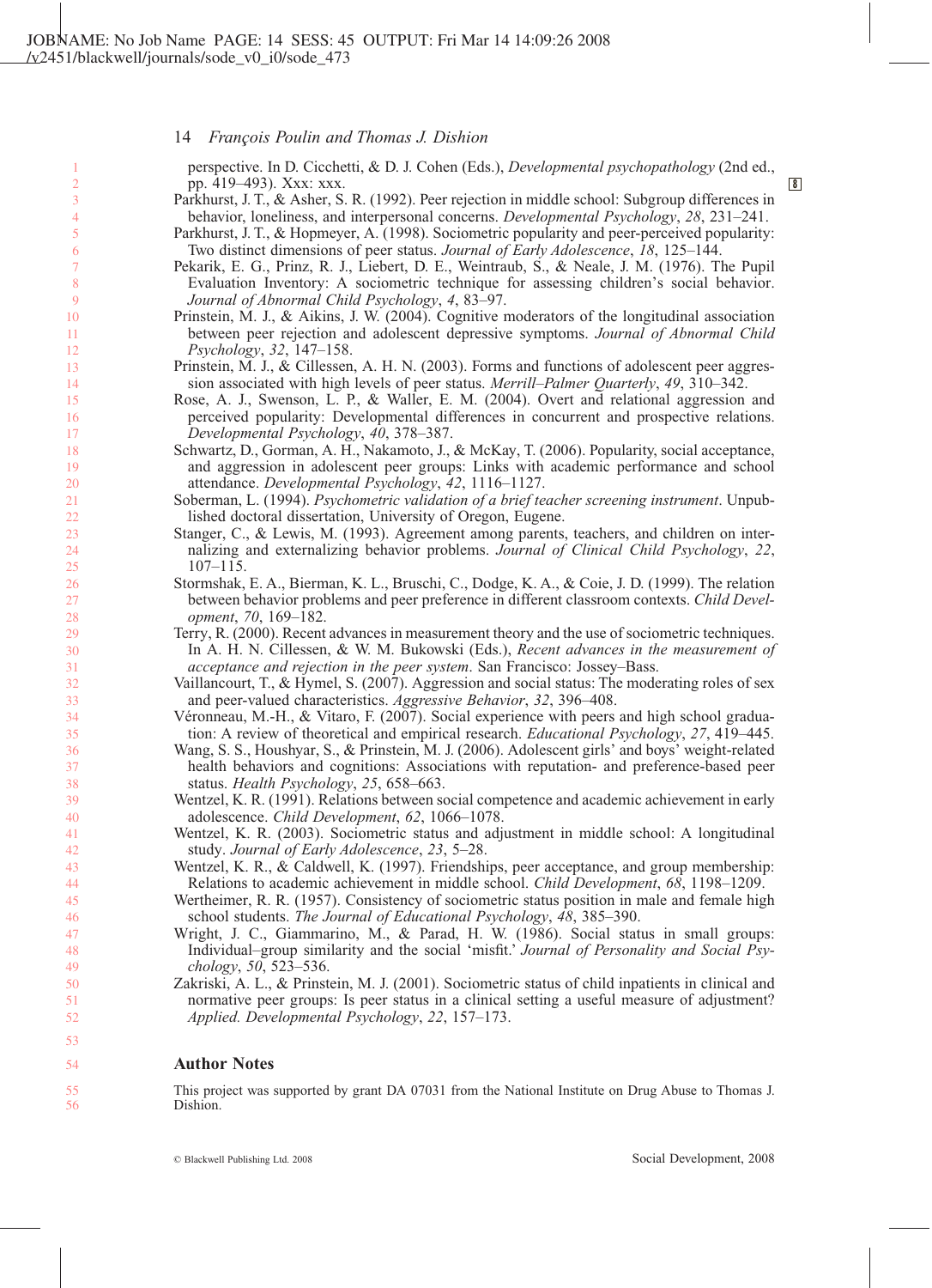perspective. In D. Cicchetti, & D. J. Cohen (Eds.), *Developmental psychopathology* (2nd ed., pp. 419–493). Xxx: xxx.

Parkhurst, J. T., & Asher, S. R. (1992). Peer rejection in middle school: Subgroup differences in behavior, loneliness, and interpersonal concerns. *Developmental Psychology*, *28*, 231–241.

Parkhurst, J. T., & Hopmeyer, A. (1998). Sociometric popularity and peer-perceived popularity: Two distinct dimensions of peer status. *Journal of Early Adolescence*, *18*, 125–144.

Pekarik, E. G., Prinz, R. J., Liebert, D. E., Weintraub, S., & Neale, J. M. (1976). The Pupil Evaluation Inventory: A sociometric technique for assessing children's social behavior. *Journal of Abnormal Child Psychology*, *4*, 83–97.

Prinstein, M. J., & Aikins, J. W. (2004). Cognitive moderators of the longitudinal association between peer rejection and adolescent depressive symptoms. *Journal of Abnormal Child Psychology*, *32*, 147–158.

Prinstein, M. J., & Cillessen, A. H. N. (2003). Forms and functions of adolescent peer aggression associated with high levels of peer status. *Merrill–Palmer Quarterly*, *49*, 310–342.

Rose, A. J., Swenson, L. P., & Waller, E. M. (2004). Overt and relational aggression and perceived popularity: Developmental differences in concurrent and prospective relations. *Developmental Psychology*, *40*, 378–387.

Schwartz, D., Gorman, A. H., Nakamoto, J., & McKay, T. (2006). Popularity, social acceptance, and aggression in adolescent peer groups: Links with academic performance and school attendance. *Developmental Psychology*, *42*, 1116–1127.

Soberman, L. (1994). *Psychometric validation of a brief teacher screening instrument*. Unpublished doctoral dissertation, University of Oregon, Eugene.

Stanger, C., & Lewis, M. (1993). Agreement among parents, teachers, and children on internalizing and externalizing behavior problems. *Journal of Clinical Child Psychology*, *22*, 107–115.

Stormshak, E. A., Bierman, K. L., Bruschi, C., Dodge, K. A., & Coie, J. D. (1999). The relation between behavior problems and peer preference in different classroom contexts. *Child Development*, *70*, 169–182.

Terry, R. (2000). Recent advances in measurement theory and the use of sociometric techniques. In A. H. N. Cillessen, & W. M. Bukowski (Eds.), *Recent advances in the measurement of acceptance and rejection in the peer system*. San Francisco: Jossey–Bass.

Vaillancourt, T., & Hymel, S. (2007). Aggression and social status: The moderating roles of sex and peer-valued characteristics. *Aggressive Behavior*, *32*, 396–408.

Véronneau, M.-H., & Vitaro, F. (2007). Social experience with peers and high school graduation: A review of theoretical and empirical research. *Educational Psychology*, *27*, 419–445.

Wang, S. S., Houshyar, S., & Prinstein, M. J. (2006). Adolescent girls' and boys' weight-related health behaviors and cognitions: Associations with reputation- and preference-based peer status. *Health Psychology*, *25*, 658–663.

Wentzel, K. R. (1991). Relations between social competence and academic achievement in early adolescence. *Child Development*, *62*, 1066–1078.

Wentzel, K. R. (2003). Sociometric status and adjustment in middle school: A longitudinal study. *Journal of Early Adolescence*, *23*, 5–28.

Wentzel, K. R., & Caldwell, K. (1997). Friendships, peer acceptance, and group membership: Relations to academic achievement in middle school. *Child Development*, *68*, 1198–1209.

Wertheimer, R. R. (1957). Consistency of sociometric status position in male and female high school students. *The Journal of Educational Psychology*, *48*, 385–390.

Wright, J. C., Giammarino, M., & Parad, H. W. (1986). Social status in small groups: Individual–group similarity and the social 'misfit.' *Journal of Personality and Social Psychology*, *50*, 523–536.

Zakriski, A. L., & Prinstein, M. J. (2001). Sociometric status of child inpatients in clinical and normative peer groups: Is peer status in a clinical setting a useful measure of adjustment? *Applied. Developmental Psychology*, *22*, 157–173.

## Author Notes

This project was supported by grant DA 07031 from the National Institute on Drug Abuse to Thomas J. Dishion.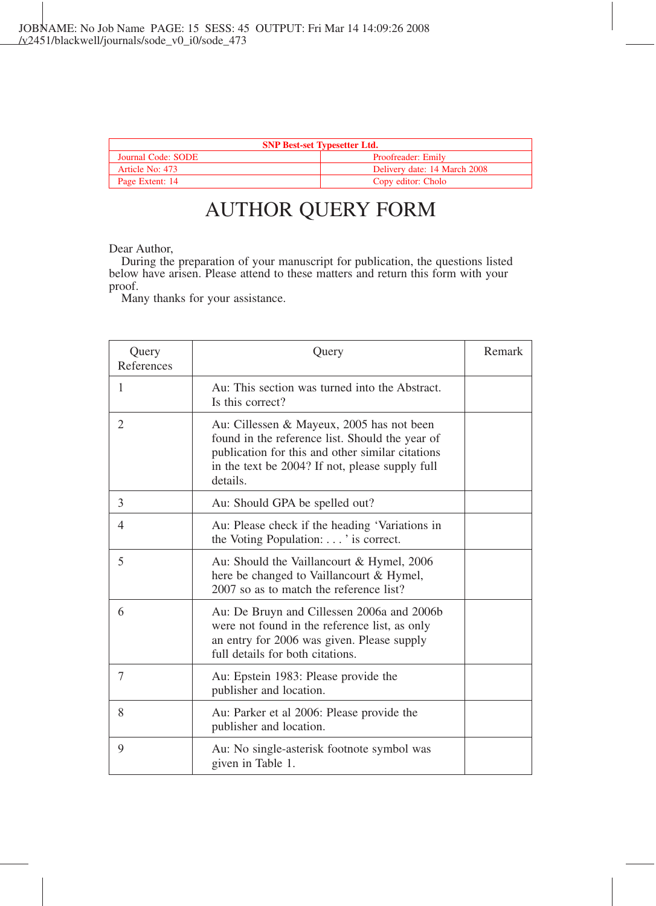| SNP Best-set Typesetter Ltd. | |
|---|---|
| Journal Code: SODE | Proofreader: Emily |
| Article No: 473 | Delivery date: 14 March 2008 |
| Page Extent: 14 | Copy editor: Cholo |

# AUTHOR QUERY FORM

Dear Author,

During the preparation of your manuscript for publication, the questions listed below have arisen. Please attend to these matters and return this form with your proof.

Many thanks for your assistance.

| Query References | Query | Remark |
|---|---|---|
| 1 | Au: This section was turned into the Abstract. Is this correct? | |
| 2 | Au: Cillessen & Mayeux, 2005 has not been found in the reference list. Should the year of publication for this and other similar citations in the text be 2004? If not, please supply full details. | |
| 3 | Au: Should GPA be spelled out? | |
| 4 | Au: Please check if the heading 'Variations in the Voting Population: . . . ' is correct. | |
| 5 | Au: Should the Vaillancourt & Hymel, 2006 here be changed to Vaillancourt & Hymel, 2007 so as to match the reference list? | |
| 6 | Au: De Bruyn and Cillessen 2006a and 2006b were not found in the reference list, as only an entry for 2006 was given. Please supply full details for both citations. | |
| 7 | Au: Epstein 1983: Please provide the publisher and location. | |
| 8 | Au: Parker et al 2006: Please provide the publisher and location. | |
| 9 | Au: No single-asterisk footnote symbol was given in Table 1. | |